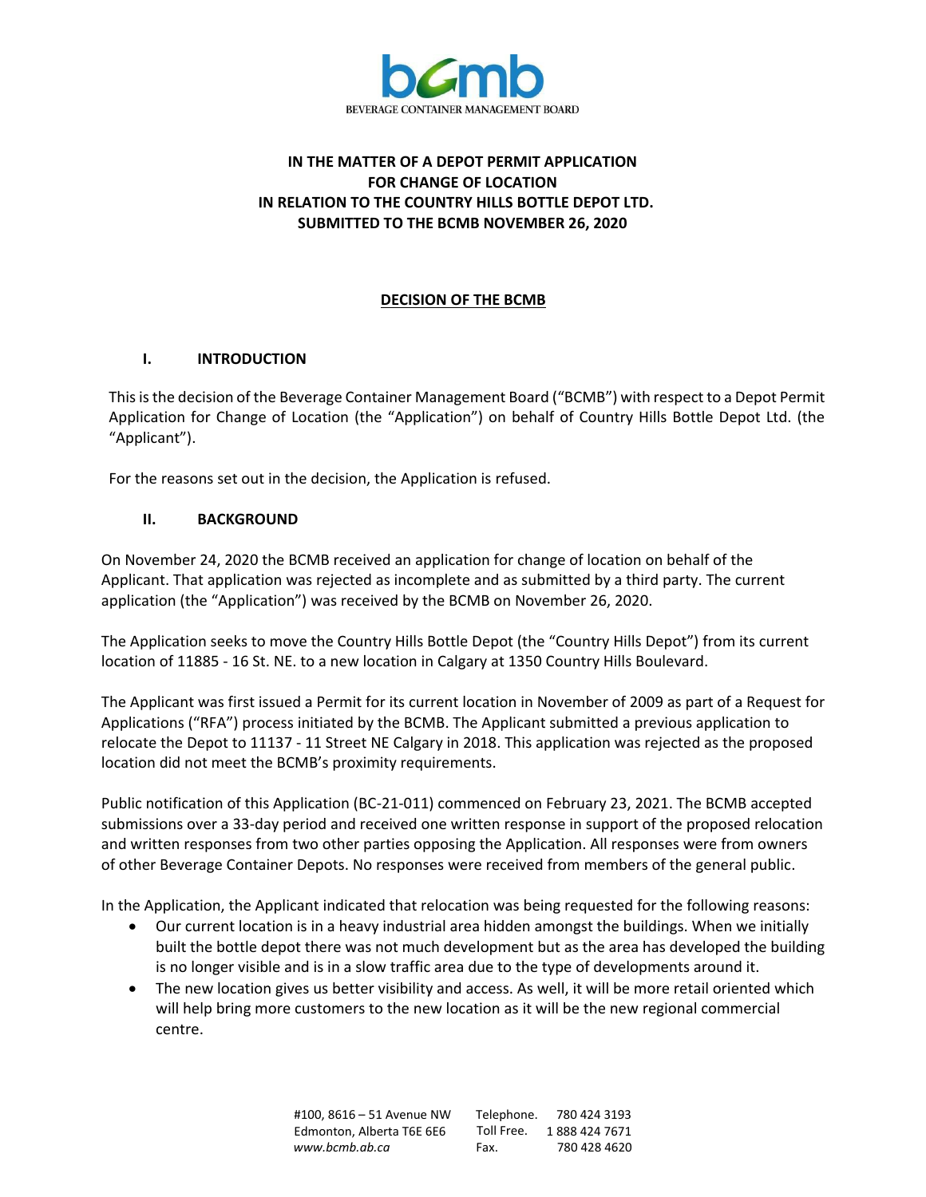BEVERAGE CONTAINER MANAGEMENT BOARD

**IN THE MATTER OF A DEPOT PERMIT APPLICATION**
**FOR CHANGE OF LOCATION**
**IN RELATION TO THE COUNTRY HILLS BOTTLE DEPOT LTD.**
**SUBMITTED TO THE BCMB NOVEMBER 26, 2020**

## DECISION OF THE BCMB

### I. INTRODUCTION

This is the decision of the Beverage Container Management Board ("BCMB") with respect to a Depot Permit Application for Change of Location (the "Application") on behalf of Country Hills Bottle Depot Ltd. (the "Applicant").

For the reasons set out in the decision, the Application is refused.

### II. BACKGROUND

On November 24, 2020 the BCMB received an application for change of location on behalf of the Applicant. That application was rejected as incomplete and as submitted by a third party. The current application (the "Application") was received by the BCMB on November 26, 2020.

The Application seeks to move the Country Hills Bottle Depot (the "Country Hills Depot") from its current location of 11885 - 16 St. NE. to a new location in Calgary at 1350 Country Hills Boulevard.

The Applicant was first issued a Permit for its current location in November of 2009 as part of a Request for Applications ("RFA") process initiated by the BCMB. The Applicant submitted a previous application to relocate the Depot to 11137 - 11 Street NE Calgary in 2018. This application was rejected as the proposed location did not meet the BCMB's proximity requirements.

Public notification of this Application (BC-21-011) commenced on February 23, 2021. The BCMB accepted submissions over a 33-day period and received one written response in support of the proposed relocation and written responses from two other parties opposing the Application. All responses were from owners of other Beverage Container Depots. No responses were received from members of the general public.

In the Application, the Applicant indicated that relocation was being requested for the following reasons:

- Our current location is in a heavy industrial area hidden amongst the buildings. When we initially built the bottle depot there was not much development but as the area has developed the building is no longer visible and is in a slow traffic area due to the type of developments around it.
- The new location gives us better visibility and access. As well, it will be more retail oriented which will help bring more customers to the new location as it will be the new regional commercial centre.

#100, 8616 – 51 Avenue NW
Edmonton, Alberta T6E 6E6
*www.bcmb.ab.ca*

Telephone. 780 424 3193
Toll Free. 1 888 424 7671
Fax. 780 428 4620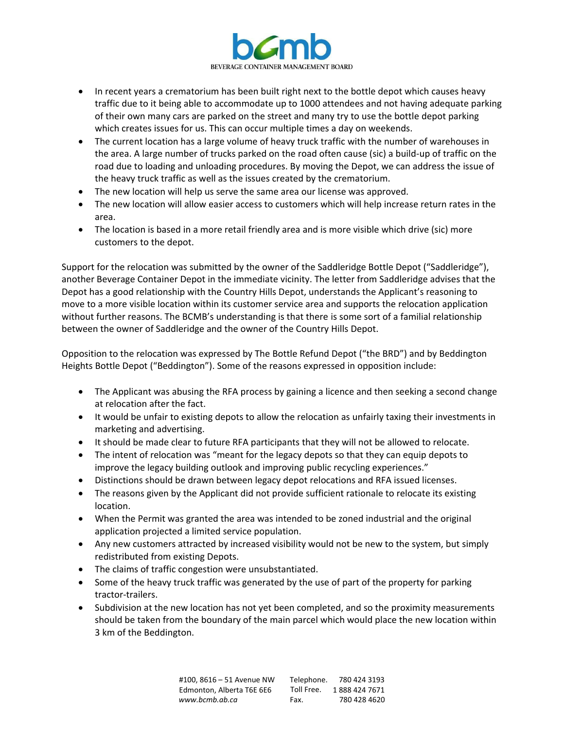- In recent years a crematorium has been built right next to the bottle depot which causes heavy traffic due to it being able to accommodate up to 1000 attendees and not having adequate parking of their own many cars are parked on the street and many try to use the bottle depot parking which creates issues for us. This can occur multiple times a day on weekends.
- The current location has a large volume of heavy truck traffic with the number of warehouses in the area. A large number of trucks parked on the road often cause (sic) a build-up of traffic on the road due to loading and unloading procedures. By moving the Depot, we can address the issue of the heavy truck traffic as well as the issues created by the crematorium.
- The new location will help us serve the same area our license was approved.
- The new location will allow easier access to customers which will help increase return rates in the area.
- The location is based in a more retail friendly area and is more visible which drive (sic) more customers to the depot.

Support for the relocation was submitted by the owner of the Saddleridge Bottle Depot ("Saddleridge"), another Beverage Container Depot in the immediate vicinity. The letter from Saddleridge advises that the Depot has a good relationship with the Country Hills Depot, understands the Applicant's reasoning to move to a more visible location within its customer service area and supports the relocation application without further reasons. The BCMB's understanding is that there is some sort of a familial relationship between the owner of Saddleridge and the owner of the Country Hills Depot.

Opposition to the relocation was expressed by The Bottle Refund Depot ("the BRD") and by Beddington Heights Bottle Depot ("Beddington"). Some of the reasons expressed in opposition include:

- The Applicant was abusing the RFA process by gaining a licence and then seeking a second change at relocation after the fact.
- It would be unfair to existing depots to allow the relocation as unfairly taxing their investments in marketing and advertising.
- It should be made clear to future RFA participants that they will not be allowed to relocate.
- The intent of relocation was "meant for the legacy depots so that they can equip depots to improve the legacy building outlook and improving public recycling experiences."
- Distinctions should be drawn between legacy depot relocations and RFA issued licenses.
- The reasons given by the Applicant did not provide sufficient rationale to relocate its existing location.
- When the Permit was granted the area was intended to be zoned industrial and the original application projected a limited service population.
- Any new customers attracted by increased visibility would not be new to the system, but simply redistributed from existing Depots.
- The claims of traffic congestion were unsubstantiated.
- Some of the heavy truck traffic was generated by the use of part of the property for parking tractor-trailers.
- Subdivision at the new location has not yet been completed, and so the proximity measurements should be taken from the boundary of the main parcel which would place the new location within 3 km of the Beddington.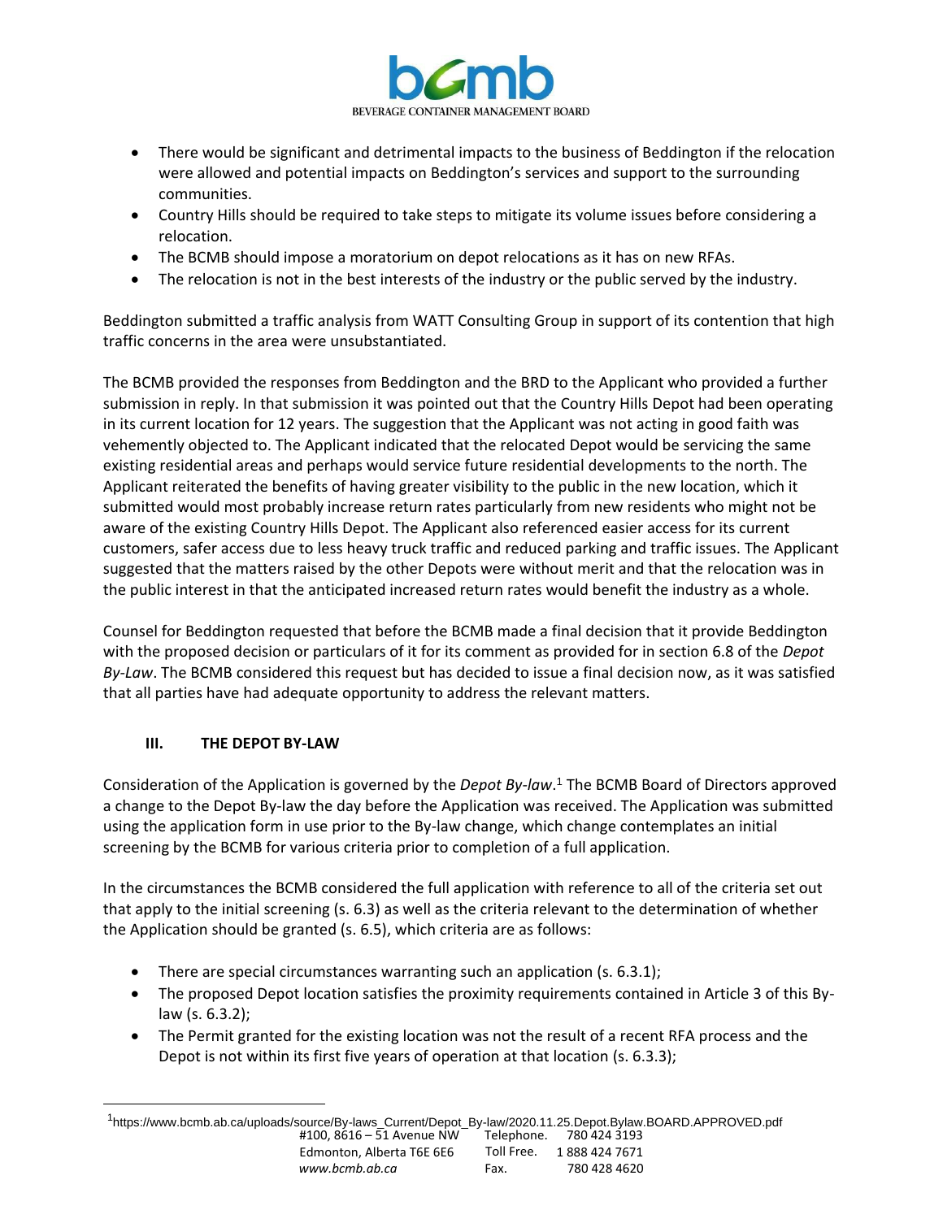- There would be significant and detrimental impacts to the business of Beddington if the relocation were allowed and potential impacts on Beddington's services and support to the surrounding communities.
- Country Hills should be required to take steps to mitigate its volume issues before considering a relocation.
- The BCMB should impose a moratorium on depot relocations as it has on new RFAs.
- The relocation is not in the best interests of the industry or the public served by the industry.

Beddington submitted a traffic analysis from WATT Consulting Group in support of its contention that high traffic concerns in the area were unsubstantiated.

The BCMB provided the responses from Beddington and the BRD to the Applicant who provided a further submission in reply. In that submission it was pointed out that the Country Hills Depot had been operating in its current location for 12 years. The suggestion that the Applicant was not acting in good faith was vehemently objected to. The Applicant indicated that the relocated Depot would be servicing the same existing residential areas and perhaps would service future residential developments to the north. The Applicant reiterated the benefits of having greater visibility to the public in the new location, which it submitted would most probably increase return rates particularly from new residents who might not be aware of the existing Country Hills Depot. The Applicant also referenced easier access for its current customers, safer access due to less heavy truck traffic and reduced parking and traffic issues. The Applicant suggested that the matters raised by the other Depots were without merit and that the relocation was in the public interest in that the anticipated increased return rates would benefit the industry as a whole.

Counsel for Beddington requested that before the BCMB made a final decision that it provide Beddington with the proposed decision or particulars of it for its comment as provided for in section 6.8 of the *Depot By-Law*. The BCMB considered this request but has decided to issue a final decision now, as it was satisfied that all parties have had adequate opportunity to address the relevant matters.

## III. THE DEPOT BY-LAW

Consideration of the Application is governed by the *Depot By-law*.[1] The BCMB Board of Directors approved a change to the Depot By-law the day before the Application was received. The Application was submitted using the application form in use prior to the By-law change, which change contemplates an initial screening by the BCMB for various criteria prior to completion of a full application.

In the circumstances the BCMB considered the full application with reference to all of the criteria set out that apply to the initial screening (s. 6.3) as well as the criteria relevant to the determination of whether the Application should be granted (s. 6.5), which criteria are as follows:

- There are special circumstances warranting such an application (s. 6.3.1);
- The proposed Depot location satisfies the proximity requirements contained in Article 3 of this By-law (s. 6.3.2);
- The Permit granted for the existing location was not the result of a recent RFA process and the Depot is not within its first five years of operation at that location (s. 6.3.3);

[1] https://www.bcmb.ab.ca/uploads/source/By-laws_Current/Depot_By-law/2020.11.25.Depot.Bylaw.BOARD.APPROVED.pdf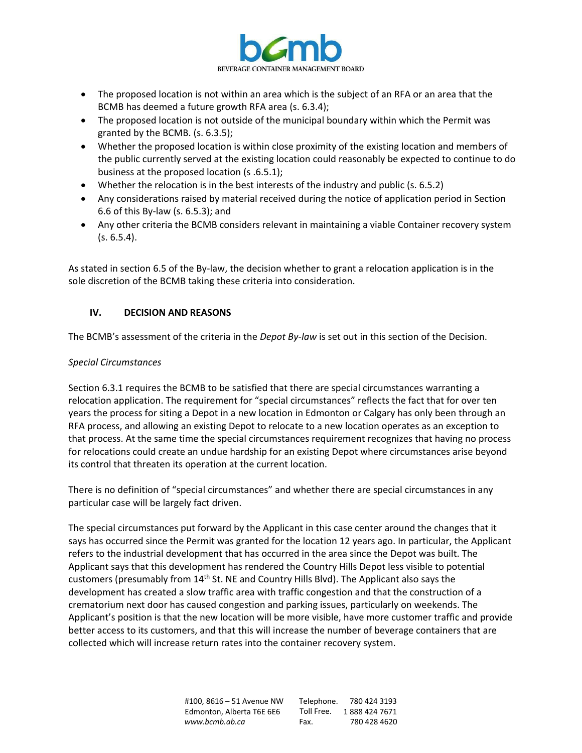- The proposed location is not within an area which is the subject of an RFA or an area that the BCMB has deemed a future growth RFA area (s. 6.3.4);
- The proposed location is not outside of the municipal boundary within which the Permit was granted by the BCMB. (s. 6.3.5);
- Whether the proposed location is within close proximity of the existing location and members of the public currently served at the existing location could reasonably be expected to continue to do business at the proposed location (s .6.5.1);
- Whether the relocation is in the best interests of the industry and public (s. 6.5.2)
- Any considerations raised by material received during the notice of application period in Section 6.6 of this By-law (s. 6.5.3); and
- Any other criteria the BCMB considers relevant in maintaining a viable Container recovery system (s. 6.5.4).

As stated in section 6.5 of the By-law, the decision whether to grant a relocation application is in the sole discretion of the BCMB taking these criteria into consideration.

## IV. DECISION AND REASONS

The BCMB's assessment of the criteria in the *Depot By-law* is set out in this section of the Decision.

*Special Circumstances*

Section 6.3.1 requires the BCMB to be satisfied that there are special circumstances warranting a relocation application. The requirement for "special circumstances" reflects the fact that for over ten years the process for siting a Depot in a new location in Edmonton or Calgary has only been through an RFA process, and allowing an existing Depot to relocate to a new location operates as an exception to that process. At the same time the special circumstances requirement recognizes that having no process for relocations could create an undue hardship for an existing Depot where circumstances arise beyond its control that threaten its operation at the current location.

There is no definition of "special circumstances" and whether there are special circumstances in any particular case will be largely fact driven.

The special circumstances put forward by the Applicant in this case center around the changes that it says has occurred since the Permit was granted for the location 12 years ago. In particular, the Applicant refers to the industrial development that has occurred in the area since the Depot was built. The Applicant says that this development has rendered the Country Hills Depot less visible to potential customers (presumably from 14th St. NE and Country Hills Blvd). The Applicant also says the development has created a slow traffic area with traffic congestion and that the construction of a crematorium next door has caused congestion and parking issues, particularly on weekends. The Applicant's position is that the new location will be more visible, have more customer traffic and provide better access to its customers, and that this will increase the number of beverage containers that are collected which will increase return rates into the container recovery system.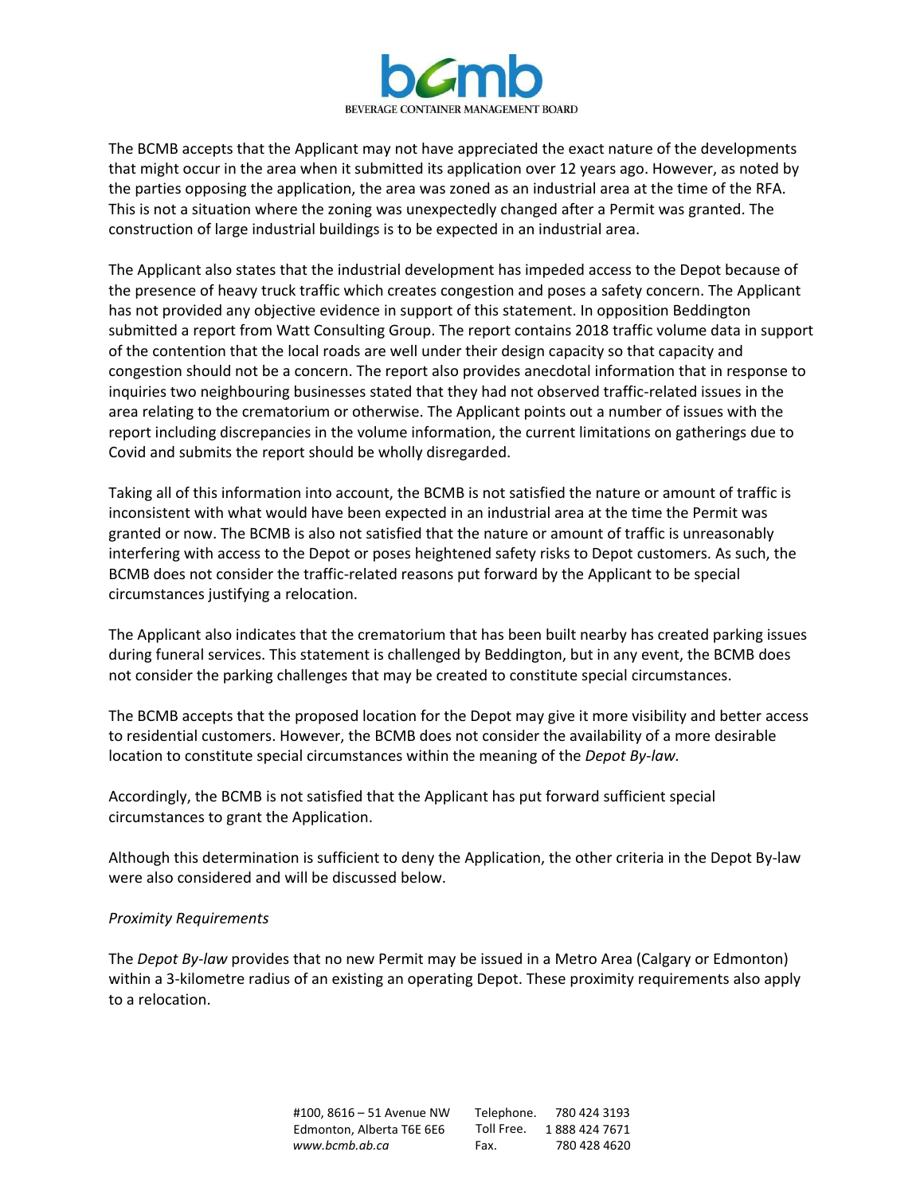The BCMB accepts that the Applicant may not have appreciated the exact nature of the developments that might occur in the area when it submitted its application over 12 years ago. However, as noted by the parties opposing the application, the area was zoned as an industrial area at the time of the RFA. This is not a situation where the zoning was unexpectedly changed after a Permit was granted. The construction of large industrial buildings is to be expected in an industrial area.

The Applicant also states that the industrial development has impeded access to the Depot because of the presence of heavy truck traffic which creates congestion and poses a safety concern. The Applicant has not provided any objective evidence in support of this statement. In opposition Beddington submitted a report from Watt Consulting Group. The report contains 2018 traffic volume data in support of the contention that the local roads are well under their design capacity so that capacity and congestion should not be a concern. The report also provides anecdotal information that in response to inquiries two neighbouring businesses stated that they had not observed traffic-related issues in the area relating to the crematorium or otherwise. The Applicant points out a number of issues with the report including discrepancies in the volume information, the current limitations on gatherings due to Covid and submits the report should be wholly disregarded.

Taking all of this information into account, the BCMB is not satisfied the nature or amount of traffic is inconsistent with what would have been expected in an industrial area at the time the Permit was granted or now. The BCMB is also not satisfied that the nature or amount of traffic is unreasonably interfering with access to the Depot or poses heightened safety risks to Depot customers. As such, the BCMB does not consider the traffic-related reasons put forward by the Applicant to be special circumstances justifying a relocation.

The Applicant also indicates that the crematorium that has been built nearby has created parking issues during funeral services. This statement is challenged by Beddington, but in any event, the BCMB does not consider the parking challenges that may be created to constitute special circumstances.

The BCMB accepts that the proposed location for the Depot may give it more visibility and better access to residential customers. However, the BCMB does not consider the availability of a more desirable location to constitute special circumstances within the meaning of the *Depot By-law.*

Accordingly, the BCMB is not satisfied that the Applicant has put forward sufficient special circumstances to grant the Application.

Although this determination is sufficient to deny the Application, the other criteria in the Depot By-law were also considered and will be discussed below.

*Proximity Requirements*

The *Depot By-law* provides that no new Permit may be issued in a Metro Area (Calgary or Edmonton) within a 3-kilometre radius of an existing an operating Depot. These proximity requirements also apply to a relocation.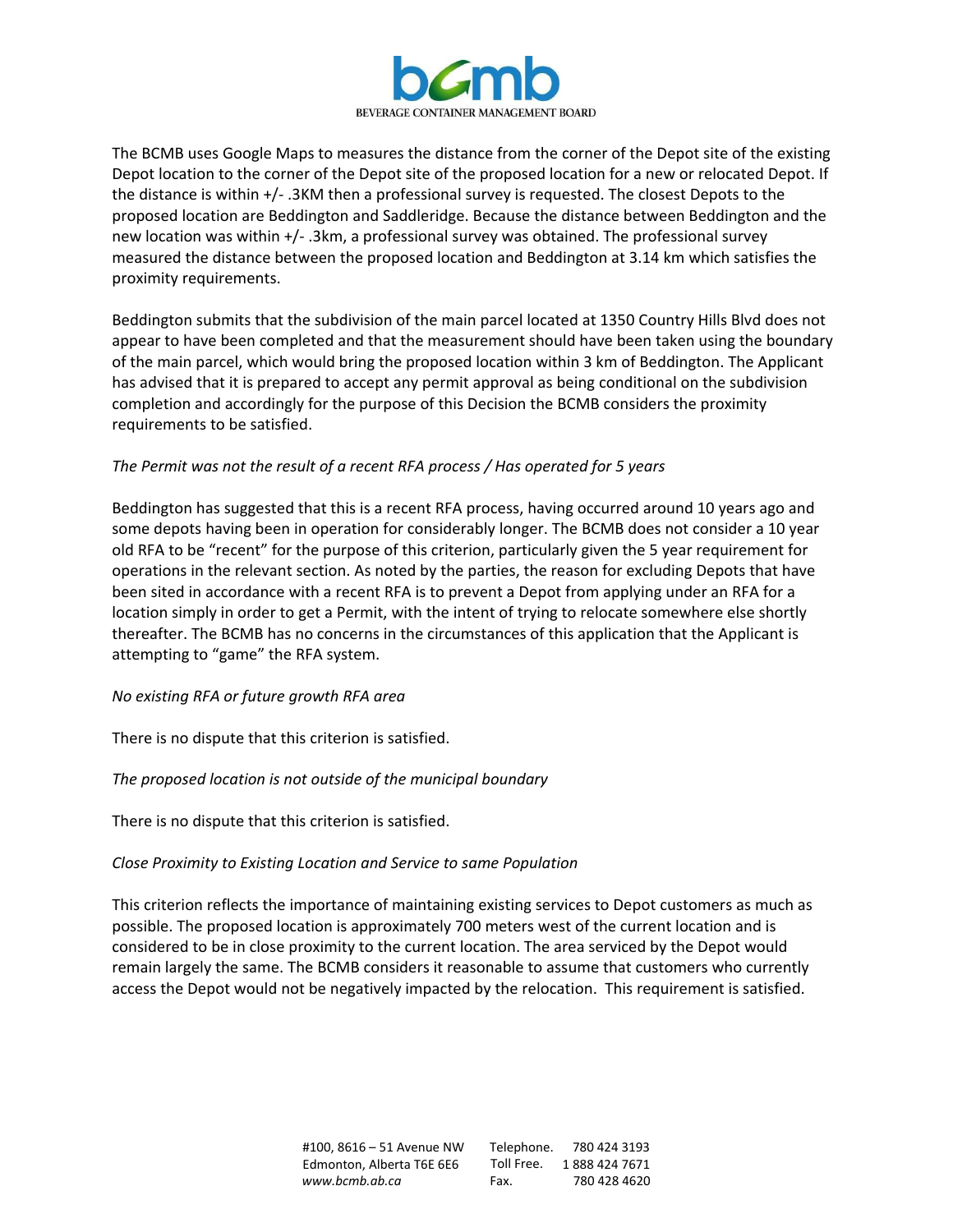The BCMB uses Google Maps to measures the distance from the corner of the Depot site of the existing Depot location to the corner of the Depot site of the proposed location for a new or relocated Depot. If the distance is within +/- .3KM then a professional survey is requested. The closest Depots to the proposed location are Beddington and Saddleridge. Because the distance between Beddington and the new location was within +/- .3km, a professional survey was obtained. The professional survey measured the distance between the proposed location and Beddington at 3.14 km which satisfies the proximity requirements.

Beddington submits that the subdivision of the main parcel located at 1350 Country Hills Blvd does not appear to have been completed and that the measurement should have been taken using the boundary of the main parcel, which would bring the proposed location within 3 km of Beddington. The Applicant has advised that it is prepared to accept any permit approval as being conditional on the subdivision completion and accordingly for the purpose of this Decision the BCMB considers the proximity requirements to be satisfied.

*The Permit was not the result of a recent RFA process / Has operated for 5 years*

Beddington has suggested that this is a recent RFA process, having occurred around 10 years ago and some depots having been in operation for considerably longer. The BCMB does not consider a 10 year old RFA to be "recent" for the purpose of this criterion, particularly given the 5 year requirement for operations in the relevant section. As noted by the parties, the reason for excluding Depots that have been sited in accordance with a recent RFA is to prevent a Depot from applying under an RFA for a location simply in order to get a Permit, with the intent of trying to relocate somewhere else shortly thereafter. The BCMB has no concerns in the circumstances of this application that the Applicant is attempting to "game" the RFA system.

*No existing RFA or future growth RFA area*

There is no dispute that this criterion is satisfied.

*The proposed location is not outside of the municipal boundary*

There is no dispute that this criterion is satisfied.

*Close Proximity to Existing Location and Service to same Population*

This criterion reflects the importance of maintaining existing services to Depot customers as much as possible. The proposed location is approximately 700 meters west of the current location and is considered to be in close proximity to the current location. The area serviced by the Depot would remain largely the same. The BCMB considers it reasonable to assume that customers who currently access the Depot would not be negatively impacted by the relocation. This requirement is satisfied.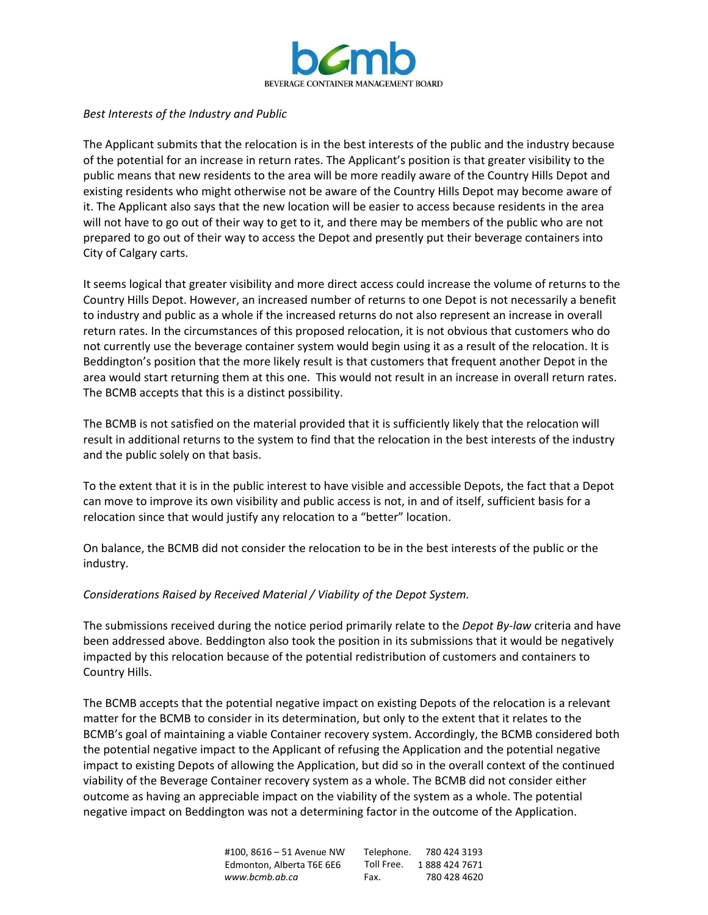*Best Interests of the Industry and Public*

The Applicant submits that the relocation is in the best interests of the public and the industry because of the potential for an increase in return rates. The Applicant's position is that greater visibility to the public means that new residents to the area will be more readily aware of the Country Hills Depot and existing residents who might otherwise not be aware of the Country Hills Depot may become aware of it. The Applicant also says that the new location will be easier to access because residents in the area will not have to go out of their way to get to it, and there may be members of the public who are not prepared to go out of their way to access the Depot and presently put their beverage containers into City of Calgary carts.

It seems logical that greater visibility and more direct access could increase the volume of returns to the Country Hills Depot. However, an increased number of returns to one Depot is not necessarily a benefit to industry and public as a whole if the increased returns do not also represent an increase in overall return rates. In the circumstances of this proposed relocation, it is not obvious that customers who do not currently use the beverage container system would begin using it as a result of the relocation. It is Beddington's position that the more likely result is that customers that frequent another Depot in the area would start returning them at this one. This would not result in an increase in overall return rates. The BCMB accepts that this is a distinct possibility.

The BCMB is not satisfied on the material provided that it is sufficiently likely that the relocation will result in additional returns to the system to find that the relocation in the best interests of the industry and the public solely on that basis.

To the extent that it is in the public interest to have visible and accessible Depots, the fact that a Depot can move to improve its own visibility and public access is not, in and of itself, sufficient basis for a relocation since that would justify any relocation to a "better" location.

On balance, the BCMB did not consider the relocation to be in the best interests of the public or the industry.

*Considerations Raised by Received Material / Viability of the Depot System.*

The submissions received during the notice period primarily relate to the *Depot By-law* criteria and have been addressed above. Beddington also took the position in its submissions that it would be negatively impacted by this relocation because of the potential redistribution of customers and containers to Country Hills.

The BCMB accepts that the potential negative impact on existing Depots of the relocation is a relevant matter for the BCMB to consider in its determination, but only to the extent that it relates to the BCMB's goal of maintaining a viable Container recovery system. Accordingly, the BCMB considered both the potential negative impact to the Applicant of refusing the Application and the potential negative impact to existing Depots of allowing the Application, but did so in the overall context of the continued viability of the Beverage Container recovery system as a whole. The BCMB did not consider either outcome as having an appreciable impact on the viability of the system as a whole. The potential negative impact on Beddington was not a determining factor in the outcome of the Application.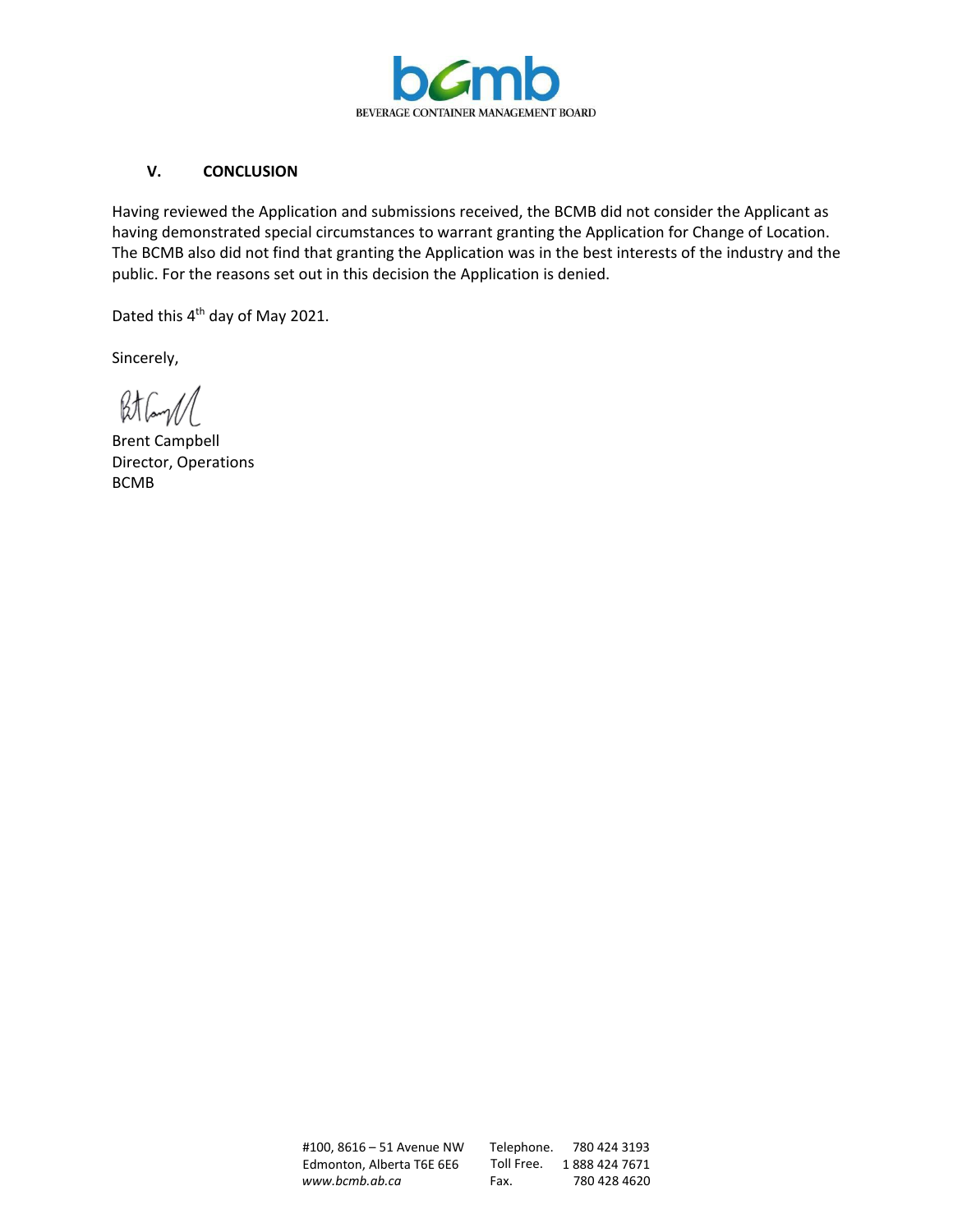## V. CONCLUSION

Having reviewed the Application and submissions received, the BCMB did not consider the Applicant as having demonstrated special circumstances to warrant granting the Application for Change of Location. The BCMB also did not find that granting the Application was in the best interests of the industry and the public. For the reasons set out in this decision the Application is denied.

Dated this 4th day of May 2021.

Sincerely,

Brent Campbell
Director, Operations
BCMB